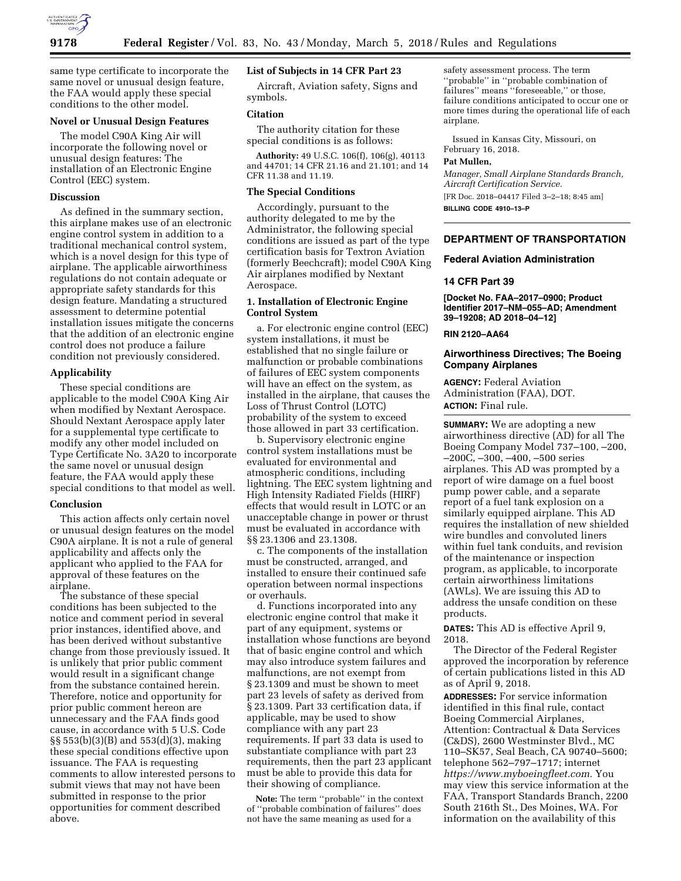same type certificate to incorporate the same novel or unusual design feature, the FAA would apply these special conditions to the other model.

**Novel or Unusual Design Features**

The model C90A King Air will incorporate the following novel or unusual design features: The installation of an Electronic Engine Control (EEC) system.

**Discussion**

As defined in the summary section, this airplane makes use of an electronic engine control system in addition to a traditional mechanical control system, which is a novel design for this type of airplane. The applicable airworthiness regulations do not contain adequate or appropriate safety standards for this design feature. Mandating a structured assessment to determine potential installation issues mitigate the concerns that the addition of an electronic engine control does not produce a failure condition not previously considered.

**Applicability**

These special conditions are applicable to the model C90A King Air when modified by Nextant Aerospace. Should Nextant Aerospace apply later for a supplemental type certificate to modify any other model included on Type Certificate No. 3A20 to incorporate the same novel or unusual design feature, the FAA would apply these special conditions to that model as well.

**Conclusion**

This action affects only certain novel or unusual design features on the model C90A airplane. It is not a rule of general applicability and affects only the applicant who applied to the FAA for approval of these features on the airplane.

The substance of these special conditions has been subjected to the notice and comment period in several prior instances, identified above, and has been derived without substantive change from those previously issued. It is unlikely that prior public comment would result in a significant change from the substance contained herein. Therefore, notice and opportunity for prior public comment hereon are unnecessary and the FAA finds good cause, in accordance with 5 U.S. Code §§ 553(b)(3)(B) and 553(d)(3), making these special conditions effective upon issuance. The FAA is requesting comments to allow interested persons to submit views that may not have been submitted in response to the prior opportunities for comment described above.

**List of Subjects in 14 CFR Part 23**

Aircraft, Aviation safety, Signs and symbols.

**Citation**

The authority citation for these special conditions is as follows:

**Authority:** 49 U.S.C. 106(f), 106(g), 40113 and 44701; 14 CFR 21.16 and 21.101; and 14 CFR 11.38 and 11.19.

**The Special Conditions**

Accordingly, pursuant to the authority delegated to me by the Administrator, the following special conditions are issued as part of the type certification basis for Textron Aviation (formerly Beechcraft); model C90A King Air airplanes modified by Nextant Aerospace.

**1. Installation of Electronic Engine Control System**

a. For electronic engine control (EEC) system installations, it must be established that no single failure or malfunction or probable combinations of failures of EEC system components will have an effect on the system, as installed in the airplane, that causes the Loss of Thrust Control (LOTC) probability of the system to exceed those allowed in part 33 certification.

b. Supervisory electronic engine control system installations must be evaluated for environmental and atmospheric conditions, including lightning. The EEC system lightning and High Intensity Radiated Fields (HIRF) effects that would result in LOTC or an unacceptable change in power or thrust must be evaluated in accordance with §§ 23.1306 and 23.1308.

c. The components of the installation must be constructed, arranged, and installed to ensure their continued safe operation between normal inspections or overhauls.

d. Functions incorporated into any electronic engine control that make it part of any equipment, systems or installation whose functions are beyond that of basic engine control and which may also introduce system failures and malfunctions, are not exempt from § 23.1309 and must be shown to meet part 23 levels of safety as derived from § 23.1309. Part 33 certification data, if applicable, may be used to show compliance with any part 23 requirements. If part 33 data is used to substantiate compliance with part 23 requirements, then the part 23 applicant must be able to provide this data for their showing of compliance.

**Note:** The term ''probable'' in the context of ''probable combination of failures'' does not have the same meaning as used for a safety assessment process. The term ''probable'' in ''probable combination of failures'' means ''foreseeable,'' or those, failure conditions anticipated to occur one or more times during the operational life of each airplane.

Issued in Kansas City, Missouri, on February 16, 2018.

**Pat Mullen,**

*Manager, Small Airplane Standards Branch, Aircraft Certification Service.*

[FR Doc. 2018–04417 Filed 3–2–18; 8:45 am]

**BILLING CODE 4910–13–P**

---

## DEPARTMENT OF TRANSPORTATION

### Federal Aviation Administration

### 14 CFR Part 39

**[Docket No. FAA–2017–0900; Product Identifier 2017–NM–055–AD; Amendment 39–19208; AD 2018–04–12]**

**RIN 2120–AA64**

## Airworthiness Directives; The Boeing Company Airplanes

**AGENCY:** Federal Aviation Administration (FAA), DOT.

**ACTION:** Final rule.

**SUMMARY:** We are adopting a new airworthiness directive (AD) for all The Boeing Company Model 737–100, –200, –200C, –300, –400, –500 series airplanes. This AD was prompted by a report of wire damage on a fuel boost pump power cable, and a separate report of a fuel tank explosion on a similarly equipped airplane. This AD requires the installation of new shielded wire bundles and convoluted liners within fuel tank conduits, and revision of the maintenance or inspection program, as applicable, to incorporate certain airworthiness limitations (AWLs). We are issuing this AD to address the unsafe condition on these products.

**DATES:** This AD is effective April 9, 2018.

The Director of the Federal Register approved the incorporation by reference of certain publications listed in this AD as of April 9, 2018.

**ADDRESSES:** For service information identified in this final rule, contact Boeing Commercial Airplanes, Attention: Contractual & Data Services (C&DS), 2600 Westminster Blvd., MC 110–SK57, Seal Beach, CA 90740–5600; telephone 562–797–1717; internet *https://www.myboeingfleet.com.* You may view this service information at the FAA, Transport Standards Branch, 2200 South 216th St., Des Moines, WA. For information on the availability of this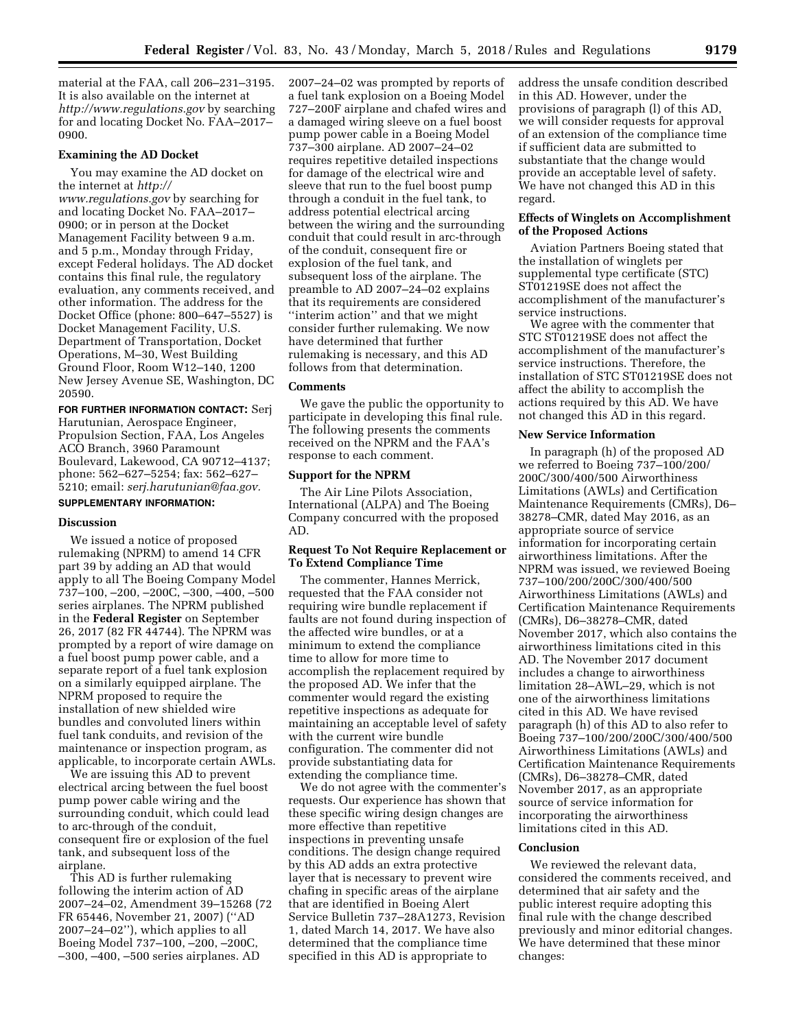material at the FAA, call 206–231–3195. It is also available on the internet at *http://www.regulations.gov* by searching for and locating Docket No. FAA–2017–0900.

**Examining the AD Docket**

You may examine the AD docket on the internet at *http://www.regulations.gov* by searching for and locating Docket No. FAA–2017–0900; or in person at the Docket Management Facility between 9 a.m. and 5 p.m., Monday through Friday, except Federal holidays. The AD docket contains this final rule, the regulatory evaluation, any comments received, and other information. The address for the Docket Office (phone: 800–647–5527) is Docket Management Facility, U.S. Department of Transportation, Docket Operations, M–30, West Building Ground Floor, Room W12–140, 1200 New Jersey Avenue SE, Washington, DC 20590.

**FOR FURTHER INFORMATION CONTACT:** Serj Harutunian, Aerospace Engineer, Propulsion Section, FAA, Los Angeles ACO Branch, 3960 Paramount Boulevard, Lakewood, CA 90712–4137; phone: 562–627–5254; fax: 562–627–5210; email: *serj.harutunian@faa.gov.*

**SUPPLEMENTARY INFORMATION:**

**Discussion**

We issued a notice of proposed rulemaking (NPRM) to amend 14 CFR part 39 by adding an AD that would apply to all The Boeing Company Model 737–100, –200, –200C, –300, –400, –500 series airplanes. The NPRM published in the **Federal Register** on September 26, 2017 (82 FR 44744). The NPRM was prompted by a report of wire damage on a fuel boost pump power cable, and a separate report of a fuel tank explosion on a similarly equipped airplane. The NPRM proposed to require the installation of new shielded wire bundles and convoluted liners within fuel tank conduits, and revision of the maintenance or inspection program, as applicable, to incorporate certain AWLs.

We are issuing this AD to prevent electrical arcing between the fuel boost pump power cable wiring and the surrounding conduit, which could lead to arc-through of the conduit, consequent fire or explosion of the fuel tank, and subsequent loss of the airplane.

This AD is further rulemaking following the interim action of AD 2007–24–02, Amendment 39–15268 (72 FR 65446, November 21, 2007) (''AD 2007–24–02''), which applies to all Boeing Model 737–100, –200, –200C, –300, –400, –500 series airplanes. AD 2007–24–02 was prompted by reports of a fuel tank explosion on a Boeing Model 727–200F airplane and chafed wires and a damaged wiring sleeve on a fuel boost pump power cable in a Boeing Model 737–300 airplane. AD 2007–24–02 requires repetitive detailed inspections for damage of the electrical wire and sleeve that run to the fuel boost pump through a conduit in the fuel tank, to address potential electrical arcing between the wiring and the surrounding conduit that could result in arc-through of the conduit, consequent fire or explosion of the fuel tank, and subsequent loss of the airplane. The preamble to AD 2007–24–02 explains that its requirements are considered ''interim action'' and that we might consider further rulemaking. We now have determined that further rulemaking is necessary, and this AD follows from that determination.

**Comments**

We gave the public the opportunity to participate in developing this final rule. The following presents the comments received on the NPRM and the FAA's response to each comment.

**Support for the NPRM**

The Air Line Pilots Association, International (ALPA) and The Boeing Company concurred with the proposed AD.

**Request To Not Require Replacement or To Extend Compliance Time**

The commenter, Hannes Merrick, requested that the FAA consider not requiring wire bundle replacement if faults are not found during inspection of the affected wire bundles, or at a minimum to extend the compliance time to allow for more time to accomplish the replacement required by the proposed AD. We infer that the commenter would regard the existing repetitive inspections as adequate for maintaining an acceptable level of safety with the current wire bundle configuration. The commenter did not provide substantiating data for extending the compliance time.

We do not agree with the commenter's requests. Our experience has shown that these specific wiring design changes are more effective than repetitive inspections in preventing unsafe conditions. The design change required by this AD adds an extra protective layer that is necessary to prevent wire chafing in specific areas of the airplane that are identified in Boeing Alert Service Bulletin 737–28A1273, Revision 1, dated March 14, 2017. We have also determined that the compliance time specified in this AD is appropriate to address the unsafe condition described in this AD. However, under the provisions of paragraph (l) of this AD, we will consider requests for approval of an extension of the compliance time if sufficient data are submitted to substantiate that the change would provide an acceptable level of safety. We have not changed this AD in this regard.

**Effects of Winglets on Accomplishment of the Proposed Actions**

Aviation Partners Boeing stated that the installation of winglets per supplemental type certificate (STC) ST01219SE does not affect the accomplishment of the manufacturer's service instructions.

We agree with the commenter that STC ST01219SE does not affect the accomplishment of the manufacturer's service instructions. Therefore, the installation of STC ST01219SE does not affect the ability to accomplish the actions required by this AD. We have not changed this AD in this regard.

**New Service Information**

In paragraph (h) of the proposed AD we referred to Boeing 737–100/200/200C/300/400/500 Airworthiness Limitations (AWLs) and Certification Maintenance Requirements (CMRs), D6–38278–CMR, dated May 2016, as an appropriate source of service information for incorporating certain airworthiness limitations. After the NPRM was issued, we reviewed Boeing 737–100/200/200C/300/400/500 Airworthiness Limitations (AWLs) and Certification Maintenance Requirements (CMRs), D6–38278–CMR, dated November 2017, which also contains the airworthiness limitations cited in this AD. The November 2017 document includes a change to airworthiness limitation 28–AWL–29, which is not one of the airworthiness limitations cited in this AD. We have revised paragraph (h) of this AD to also refer to Boeing 737–100/200/200C/300/400/500 Airworthiness Limitations (AWLs) and Certification Maintenance Requirements (CMRs), D6–38278–CMR, dated November 2017, as an appropriate source of service information for incorporating the airworthiness limitations cited in this AD.

**Conclusion**

We reviewed the relevant data, considered the comments received, and determined that air safety and the public interest require adopting this final rule with the change described previously and minor editorial changes. We have determined that these minor changes: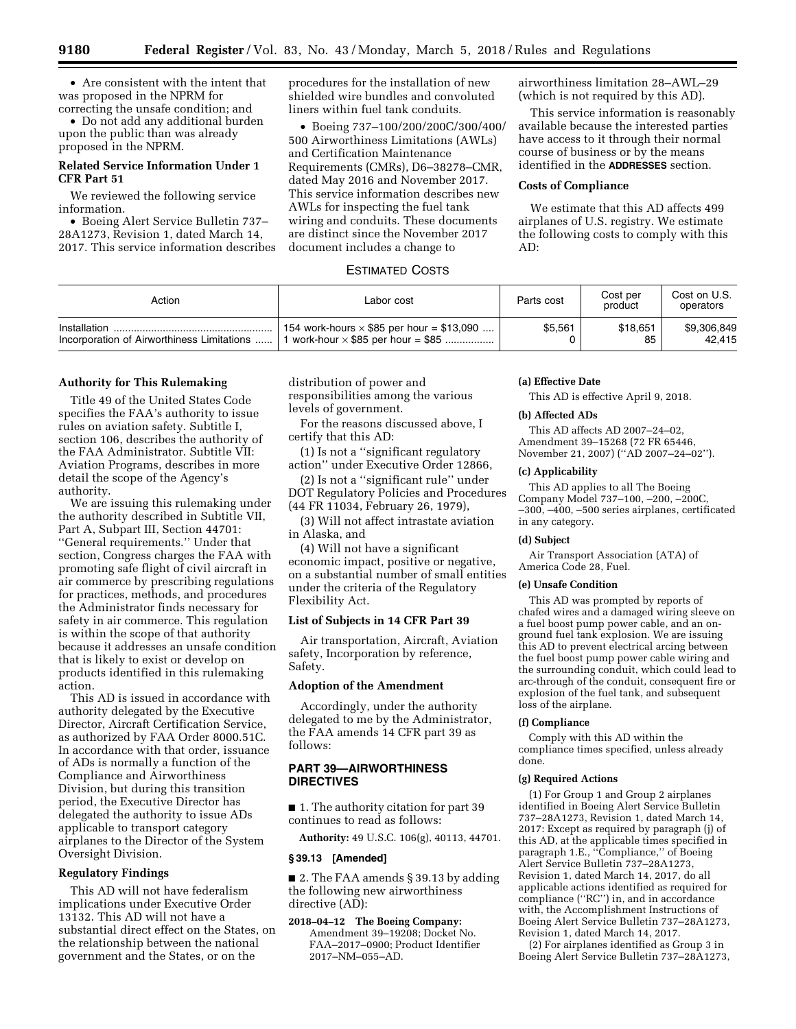- Are consistent with the intent that was proposed in the NPRM for correcting the unsafe condition; and
- Do not add any additional burden upon the public than was already proposed in the NPRM.

**Related Service Information Under 1 CFR Part 51**

We reviewed the following service information.

- Boeing Alert Service Bulletin 737–28A1273, Revision 1, dated March 14, 2017. This service information describes procedures for the installation of new shielded wire bundles and convoluted liners within fuel tank conduits.
- Boeing 737–100/200/200C/300/400/500 Airworthiness Limitations (AWLs) and Certification Maintenance Requirements (CMRs), D6–38278–CMR, dated May 2016 and November 2017. This service information describes new AWLs for inspecting the fuel tank wiring and conduits. These documents are distinct since the November 2017 document includes a change to airworthiness limitation 28–AWL–29 (which is not required by this AD).

This service information is reasonably available because the interested parties have access to it through their normal course of business or by the means identified in the **ADDRESSES** section.

**Costs of Compliance**

We estimate that this AD affects 499 airplanes of U.S. registry. We estimate the following costs to comply with this AD:

ESTIMATED COSTS

| Action | Labor cost | Parts cost | Cost per product | Cost on U.S. operators |
|---|---|---|---|---|
| Installation | 154 work-hours × $85 per hour = $13,090 | $5,561 | $18,651 | $9,306,849 |
| Incorporation of Airworthiness Limitations | 1 work-hour × $85 per hour = $85 | 0 | 85 | 42,415 |

**Authority for This Rulemaking**

Title 49 of the United States Code specifies the FAA's authority to issue rules on aviation safety. Subtitle I, section 106, describes the authority of the FAA Administrator. Subtitle VII: Aviation Programs, describes in more detail the scope of the Agency's authority.

We are issuing this rulemaking under the authority described in Subtitle VII, Part A, Subpart III, Section 44701: "General requirements." Under that section, Congress charges the FAA with promoting safe flight of civil aircraft in air commerce by prescribing regulations for practices, methods, and procedures the Administrator finds necessary for safety in air commerce. This regulation is within the scope of that authority because it addresses an unsafe condition that is likely to exist or develop on products identified in this rulemaking action.

This AD is issued in accordance with authority delegated by the Executive Director, Aircraft Certification Service, as authorized by FAA Order 8000.51C. In accordance with that order, issuance of ADs is normally a function of the Compliance and Airworthiness Division, but during this transition period, the Executive Director has delegated the authority to issue ADs applicable to transport category airplanes to the Director of the System Oversight Division.

**Regulatory Findings**

This AD will not have federalism implications under Executive Order 13132. This AD will not have a substantial direct effect on the States, on the relationship between the national government and the States, or on the distribution of power and responsibilities among the various levels of government.

For the reasons discussed above, I certify that this AD:

(1) Is not a "significant regulatory action" under Executive Order 12866,

(2) Is not a "significant rule" under DOT Regulatory Policies and Procedures (44 FR 11034, February 26, 1979),

(3) Will not affect intrastate aviation in Alaska, and

(4) Will not have a significant economic impact, positive or negative, on a substantial number of small entities under the criteria of the Regulatory Flexibility Act.

**List of Subjects in 14 CFR Part 39**

Air transportation, Aircraft, Aviation safety, Incorporation by reference, Safety.

**Adoption of the Amendment**

Accordingly, under the authority delegated to me by the Administrator, the FAA amends 14 CFR part 39 as follows:

## PART 39—AIRWORTHINESS DIRECTIVES

■ 1. The authority citation for part 39 continues to read as follows:

**Authority:** 49 U.S.C. 106(g), 40113, 44701.

### § 39.13 [Amended]

■ 2. The FAA amends § 39.13 by adding the following new airworthiness directive (AD):

**2018–04–12 The Boeing Company:** Amendment 39–19208; Docket No. FAA–2017–0900; Product Identifier 2017–NM–055–AD.

**(a) Effective Date**

This AD is effective April 9, 2018.

**(b) Affected ADs**

This AD affects AD 2007–24–02, Amendment 39–15268 (72 FR 65446, November 21, 2007) ("AD 2007–24–02").

**(c) Applicability**

This AD applies to all The Boeing Company Model 737–100, –200, –200C, –300, –400, –500 series airplanes, certificated in any category.

**(d) Subject**

Air Transport Association (ATA) of America Code 28, Fuel.

**(e) Unsafe Condition**

This AD was prompted by reports of chafed wires and a damaged wiring sleeve on a fuel boost pump power cable, and an on-ground fuel tank explosion. We are issuing this AD to prevent electrical arcing between the fuel boost pump power cable wiring and the surrounding conduit, which could lead to arc-through of the conduit, consequent fire or explosion of the fuel tank, and subsequent loss of the airplane.

**(f) Compliance**

Comply with this AD within the compliance times specified, unless already done.

**(g) Required Actions**

(1) For Group 1 and Group 2 airplanes identified in Boeing Alert Service Bulletin 737–28A1273, Revision 1, dated March 14, 2017: Except as required by paragraph (j) of this AD, at the applicable times specified in paragraph 1.E., "Compliance," of Boeing Alert Service Bulletin 737–28A1273, Revision 1, dated March 14, 2017, do all applicable actions identified as required for compliance ("RC") in, and in accordance with, the Accomplishment Instructions of Boeing Alert Service Bulletin 737–28A1273, Revision 1, dated March 14, 2017.

(2) For airplanes identified as Group 3 in Boeing Alert Service Bulletin 737–28A1273,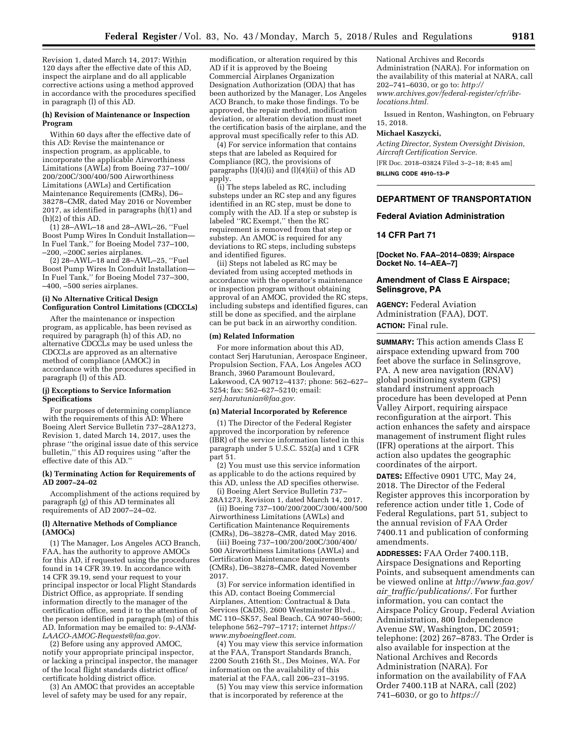Revision 1, dated March 14, 2017: Within 120 days after the effective date of this AD, inspect the airplane and do all applicable corrective actions using a method approved in accordance with the procedures specified in paragraph (l) of this AD.

**(h) Revision of Maintenance or Inspection Program**

Within 60 days after the effective date of this AD: Revise the maintenance or inspection program, as applicable, to incorporate the applicable Airworthiness Limitations (AWLs) from Boeing 737–100/200/200C/300/400/500 Airworthiness Limitations (AWLs) and Certification Maintenance Requirements (CMRs), D6–38278–CMR, dated May 2016 or November 2017, as identified in paragraphs (h)(1) and (h)(2) of this AD.

(1) 28–AWL–18 and 28–AWL–26, ''Fuel Boost Pump Wires In Conduit Installation—In Fuel Tank,'' for Boeing Model 737–100, –200, –200C series airplanes.

(2) 28–AWL–18 and 28–AWL–25, ''Fuel Boost Pump Wires In Conduit Installation—In Fuel Tank,'' for Boeing Model 737–300, –400, –500 series airplanes.

**(i) No Alternative Critical Design Configuration Control Limitations (CDCCLs)**

After the maintenance or inspection program, as applicable, has been revised as required by paragraph (h) of this AD, no alternative CDCCLs may be used unless the CDCCLs are approved as an alternative method of compliance (AMOC) in accordance with the procedures specified in paragraph (l) of this AD.

**(j) Exceptions to Service Information Specifications**

For purposes of determining compliance with the requirements of this AD: Where Boeing Alert Service Bulletin 737–28A1273, Revision 1, dated March 14, 2017, uses the phrase ''the original issue date of this service bulletin,'' this AD requires using ''after the effective date of this AD.''

**(k) Terminating Action for Requirements of AD 2007–24–02**

Accomplishment of the actions required by paragraph (g) of this AD terminates all requirements of AD 2007–24–02.

**(l) Alternative Methods of Compliance (AMOCs)**

(1) The Manager, Los Angeles ACO Branch, FAA, has the authority to approve AMOCs for this AD, if requested using the procedures found in 14 CFR 39.19. In accordance with 14 CFR 39.19, send your request to your principal inspector or local Flight Standards District Office, as appropriate. If sending information directly to the manager of the certification office, send it to the attention of the person identified in paragraph (m) of this AD. Information may be emailed to: *9-ANM-LAACO-AMOC-Requests@faa.gov.*

(2) Before using any approved AMOC, notify your appropriate principal inspector, or lacking a principal inspector, the manager of the local flight standards district office/certificate holding district office.

(3) An AMOC that provides an acceptable level of safety may be used for any repair, modification, or alteration required by this AD if it is approved by the Boeing Commercial Airplanes Organization Designation Authorization (ODA) that has been authorized by the Manager, Los Angeles ACO Branch, to make those findings. To be approved, the repair method, modification deviation, or alteration deviation must meet the certification basis of the airplane, and the approval must specifically refer to this AD.

(4) For service information that contains steps that are labeled as Required for Compliance (RC), the provisions of paragraphs (l)(4)(i) and (l)(4)(ii) of this AD apply.

(i) The steps labeled as RC, including substeps under an RC step and any figures identified in an RC step, must be done to comply with the AD. If a step or substep is labeled ''RC Exempt,'' then the RC requirement is removed from that step or substep. An AMOC is required for any deviations to RC steps, including substeps and identified figures.

(ii) Steps not labeled as RC may be deviated from using accepted methods in accordance with the operator's maintenance or inspection program without obtaining approval of an AMOC, provided the RC steps, including substeps and identified figures, can still be done as specified, and the airplane can be put back in an airworthy condition.

**(m) Related Information**

For more information about this AD, contact Serj Harutunian, Aerospace Engineer, Propulsion Section, FAA, Los Angeles ACO Branch, 3960 Paramount Boulevard, Lakewood, CA 90712–4137; phone: 562–627–5254; fax: 562–627–5210; email: *serj.harutunian@faa.gov.*

**(n) Material Incorporated by Reference**

(1) The Director of the Federal Register approved the incorporation by reference (IBR) of the service information listed in this paragraph under 5 U.S.C. 552(a) and 1 CFR part 51.

(2) You must use this service information as applicable to do the actions required by this AD, unless the AD specifies otherwise.

(i) Boeing Alert Service Bulletin 737–28A1273, Revision 1, dated March 14, 2017.

(ii) Boeing 737–100/200/200C/300/400/500 Airworthiness Limitations (AWLs) and Certification Maintenance Requirements (CMRs), D6–38278–CMR, dated May 2016.

(iii) Boeing 737–100/200/200C/300/400/500 Airworthiness Limitations (AWLs) and Certification Maintenance Requirements (CMRs), D6–38278–CMR, dated November 2017.

(3) For service information identified in this AD, contact Boeing Commercial Airplanes, Attention: Contractual & Data Services (C&DS), 2600 Westminster Blvd., MC 110–SK57, Seal Beach, CA 90740–5600; telephone 562–797–1717; internet *https://www.myboeingfleet.com.*

(4) You may view this service information at the FAA, Transport Standards Branch, 2200 South 216th St., Des Moines, WA. For information on the availability of this material at the FAA, call 206–231–3195.

(5) You may view this service information that is incorporated by reference at the National Archives and Records Administration (NARA). For information on the availability of this material at NARA, call 202–741–6030, or go to: *http://www.archives.gov/federal-register/cfr/ibr-locations.html.*

Issued in Renton, Washington, on February 15, 2018.

**Michael Kaszycki,**

*Acting Director, System Oversight Division, Aircraft Certification Service.*

[FR Doc. 2018–03824 Filed 3–2–18; 8:45 am]

**BILLING CODE 4910–13–P**

---

## DEPARTMENT OF TRANSPORTATION

## Federal Aviation Administration

## 14 CFR Part 71

**[Docket No. FAA–2014–0839; Airspace Docket No. 14–AEA–7]**

## Amendment of Class E Airspace; Selinsgrove, PA

**AGENCY:** Federal Aviation Administration (FAA), DOT.

**ACTION:** Final rule.

**SUMMARY:** This action amends Class E airspace extending upward from 700 feet above the surface in Selinsgrove, PA. A new area navigation (RNAV) global positioning system (GPS) standard instrument approach procedure has been developed at Penn Valley Airport, requiring airspace reconfiguration at the airport. This action enhances the safety and airspace management of instrument flight rules (IFR) operations at the airport. This action also updates the geographic coordinates of the airport.

**DATES:** Effective 0901 UTC, May 24, 2018. The Director of the Federal Register approves this incorporation by reference action under title 1, Code of Federal Regulations, part 51, subject to the annual revision of FAA Order 7400.11 and publication of conforming amendments.

**ADDRESSES:** FAA Order 7400.11B, Airspace Designations and Reporting Points, and subsequent amendments can be viewed online at *http://www.faa.gov/air_traffic/publications/*. For further information, you can contact the Airspace Policy Group, Federal Aviation Administration, 800 Independence Avenue SW, Washington, DC 20591; telephone: (202) 267–8783. The Order is also available for inspection at the National Archives and Records Administration (NARA). For information on the availability of FAA Order 7400.11B at NARA, call (202) 741–6030, or go to *https://*